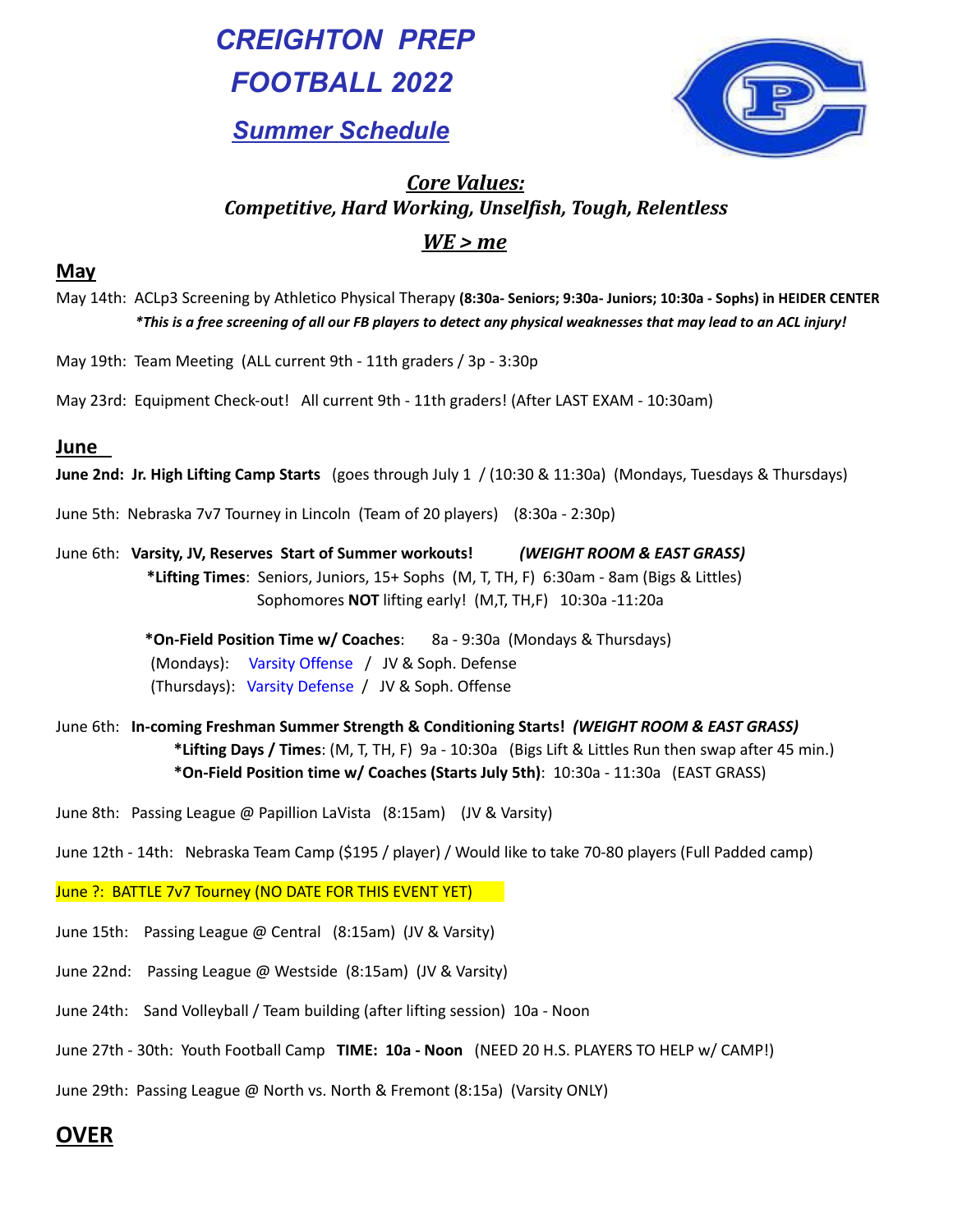# CREIGHTON PREP FOOTBALL 2022

## Summer Schedule

***Core Values:***

***Competitive, Hard Working, Unselfish, Tough, Relentless***

***WE > me***

## May

May 14th: ACLp3 Screening by Athletico Physical Therapy **(8:30a- Seniors; 9:30a- Juniors; 10:30a - Sophs) in HEIDER CENTER**

***\*This is a free screening of all our FB players to detect any physical weaknesses that may lead to an ACL injury!***

May 19th: Team Meeting (ALL current 9th - 11th graders / 3p - 3:30p

May 23rd: Equipment Check-out! All current 9th - 11th graders! (After LAST EXAM - 10:30am)

## June

**June 2nd: Jr. High Lifting Camp Starts** (goes through July 1 / (10:30 & 11:30a) (Mondays, Tuesdays & Thursdays)

June 5th: Nebraska 7v7 Tourney in Lincoln (Team of 20 players) (8:30a - 2:30p)

June 6th: **Varsity, JV, Reserves Start of Summer workouts!** ***(WEIGHT ROOM & EAST GRASS)***

**\*Lifting Times**: Seniors, Juniors, 15+ Sophs (M, T, TH, F) 6:30am - 8am (Bigs & Littles)

Sophomores **NOT** lifting early! (M,T, TH,F) 10:30a -11:20a

**\*On-Field Position Time w/ Coaches**: 8a - 9:30a (Mondays & Thursdays)

(Mondays): Varsity Offense / JV & Soph. Defense

(Thursdays): Varsity Defense / JV & Soph. Offense

June 6th: **In-coming Freshman Summer Strength & Conditioning Starts!** ***(WEIGHT ROOM & EAST GRASS)***

**\*Lifting Days / Times**: (M, T, TH, F) 9a - 10:30a (Bigs Lift & Littles Run then swap after 45 min.)

**\*On-Field Position time w/ Coaches (Starts July 5th)**: 10:30a - 11:30a (EAST GRASS)

June 8th: Passing League @ Papillion LaVista (8:15am) (JV & Varsity)

June 12th - 14th: Nebraska Team Camp ($195 / player) / Would like to take 70-80 players (Full Padded camp)

June ?: BATTLE 7v7 Tourney (NO DATE FOR THIS EVENT YET)

June 15th: Passing League @ Central (8:15am) (JV & Varsity)

June 22nd: Passing League @ Westside (8:15am) (JV & Varsity)

June 24th: Sand Volleyball / Team building (after lifting session) 10a - Noon

June 27th - 30th: Youth Football Camp **TIME: 10a - Noon** (NEED 20 H.S. PLAYERS TO HELP w/ CAMP!)

June 29th: Passing League @ North vs. North & Fremont (8:15a) (Varsity ONLY)

## OVER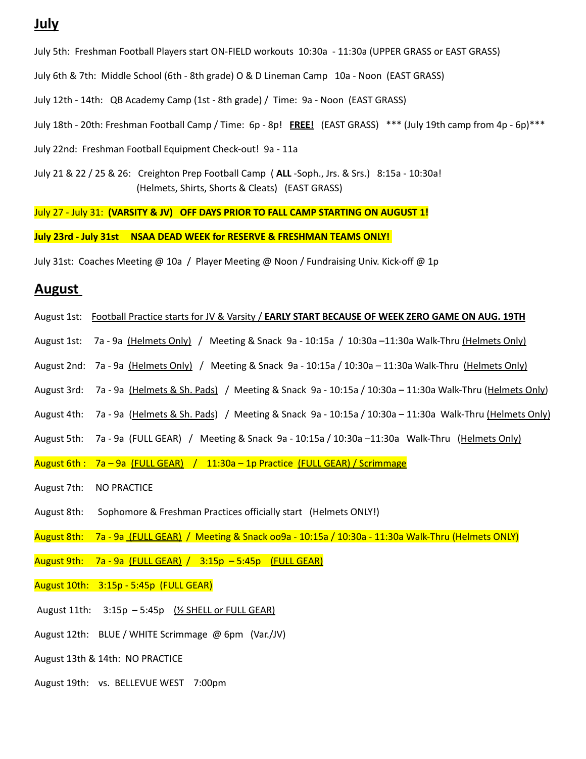## July

July 5th: Freshman Football Players start ON-FIELD workouts 10:30a - 11:30a (UPPER GRASS or EAST GRASS)

July 6th & 7th: Middle School (6th - 8th grade) O & D Lineman Camp 10a - Noon (EAST GRASS)

July 12th - 14th: QB Academy Camp (1st - 8th grade) / Time: 9a - Noon (EAST GRASS)

July 18th - 20th: Freshman Football Camp / Time: 6p - 8p! **FREE!** (EAST GRASS) *** (July 19th camp from 4p - 6p)***

July 22nd: Freshman Football Equipment Check-out! 9a - 11a

July 21 & 22 / 25 & 26: Creighton Prep Football Camp ( **ALL** -Soph., Jrs. & Srs.) 8:15a - 10:30a!
(Helmets, Shirts, Shorts & Cleats) (EAST GRASS)

July 27 - July 31: **(VARSITY & JV) OFF DAYS PRIOR TO FALL CAMP STARTING ON AUGUST 1!**

**July 23rd - July 31st NSAA DEAD WEEK for RESERVE & FRESHMAN TEAMS ONLY!**

July 31st: Coaches Meeting @ 10a / Player Meeting @ Noon / Fundraising Univ. Kick-off @ 1p

## August

August 1st: Football Practice starts for JV & Varsity / **EARLY START BECAUSE OF WEEK ZERO GAME ON AUG. 19TH**

August 1st: 7a - 9a (Helmets Only) / Meeting & Snack 9a - 10:15a / 10:30a –11:30a Walk-Thru (Helmets Only)

August 2nd: 7a - 9a (Helmets Only) / Meeting & Snack 9a - 10:15a / 10:30a – 11:30a Walk-Thru (Helmets Only)

August 3rd: 7a - 9a (Helmets & Sh. Pads) / Meeting & Snack 9a - 10:15a / 10:30a – 11:30a Walk-Thru (Helmets Only)

August 4th: 7a - 9a (Helmets & Sh. Pads) / Meeting & Snack 9a - 10:15a / 10:30a – 11:30a Walk-Thru (Helmets Only)

August 5th: 7a - 9a (FULL GEAR) / Meeting & Snack 9a - 10:15a / 10:30a –11:30a Walk-Thru (Helmets Only)

August 6th : 7a – 9a (FULL GEAR) / 11:30a – 1p Practice (FULL GEAR) / Scrimmage

August 7th: NO PRACTICE

August 8th: Sophomore & Freshman Practices officially start (Helmets ONLY!)

August 8th: 7a - 9a (FULL GEAR) / Meeting & Snack oo9a - 10:15a / 10:30a - 11:30a Walk-Thru (Helmets ONLY)

August 9th: 7a - 9a (FULL GEAR) / 3:15p – 5:45p (FULL GEAR)

August 10th: 3:15p - 5:45p (FULL GEAR)

August 11th: 3:15p – 5:45p (½ SHELL or FULL GEAR)

August 12th: BLUE / WHITE Scrimmage @ 6pm (Var./JV)

August 13th & 14th: NO PRACTICE

August 19th: vs. BELLEVUE WEST 7:00pm